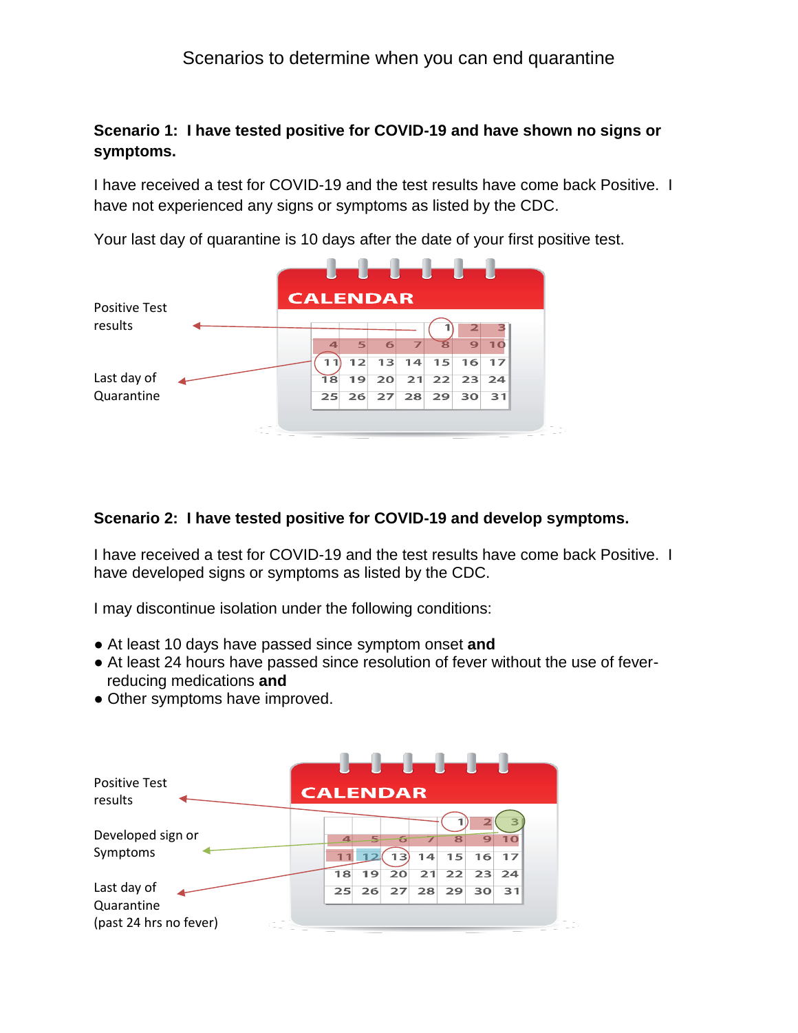# Scenarios to determine when you can end quarantine

**Scenario 1: I have tested positive for COVID-19 and have shown no signs or symptoms.**

I have received a test for COVID-19 and the test results have come back Positive. I have not experienced any signs or symptoms as listed by the CDC.

Your last day of quarantine is 10 days after the date of your first positive test.

Positive Test results

Last day of Quarantine

| | | | | | | |
|---|---|---|---|---|---|---|
| | | | | 1 | 2 | 3 |
| 4 | 5 | 6 | 7 | 8 | 9 | 10 |
| 11 | 12 | 13 | 14 | 15 | 16 | 17 |
| 18 | 19 | 20 | 21 | 22 | 23 | 24 |
| 25 | 26 | 27 | 28 | 29 | 30 | 31 |

**Scenario 2: I have tested positive for COVID-19 and develop symptoms.**

I have received a test for COVID-19 and the test results have come back Positive. I have developed signs or symptoms as listed by the CDC.

I may discontinue isolation under the following conditions:

- At least 10 days have passed since symptom onset **and**
- At least 24 hours have passed since resolution of fever without the use of fever-reducing medications **and**
- Other symptoms have improved.

Positive Test results

Developed sign or Symptoms

Last day of Quarantine (past 24 hrs no fever)

| | | | | | | |
|---|---|---|---|---|---|---|
| | | | | 1 | 2 | 3 |
| 4 | 5 | 6 | 7 | 8 | 9 | 10 |
| 11 | 12 | 13 | 14 | 15 | 16 | 17 |
| 18 | 19 | 20 | 21 | 22 | 23 | 24 |
| 25 | 26 | 27 | 28 | 29 | 30 | 31 |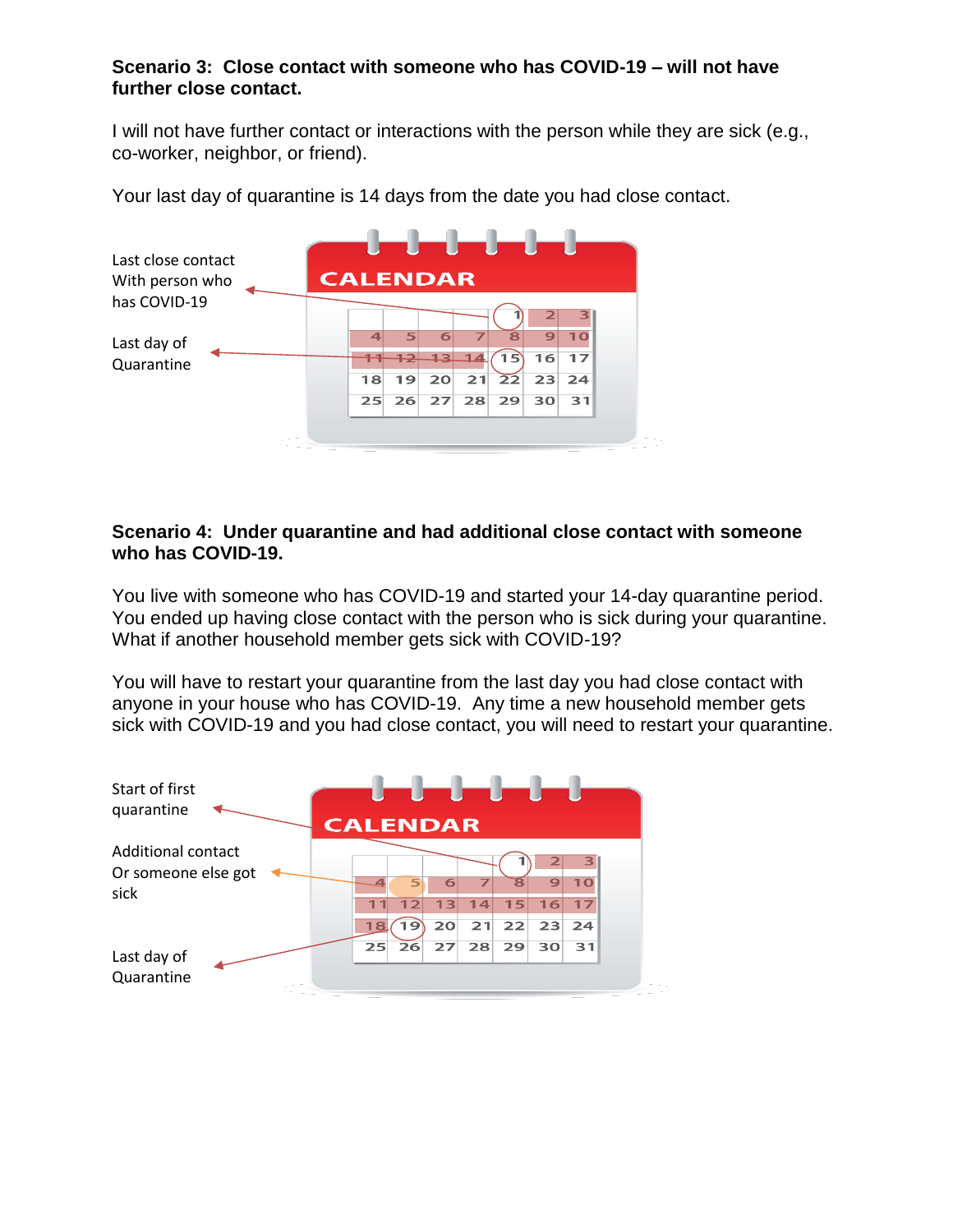**Scenario 3: Close contact with someone who has COVID-19 – will not have further close contact.**

I will not have further contact or interactions with the person while they are sick (e.g., co-worker, neighbor, or friend).

Your last day of quarantine is 14 days from the date you had close contact.

Last close contact With person who has COVID-19

Last day of Quarantine

**Scenario 4: Under quarantine and had additional close contact with someone who has COVID-19.**

You live with someone who has COVID-19 and started your 14-day quarantine period. You ended up having close contact with the person who is sick during your quarantine. What if another household member gets sick with COVID-19?

You will have to restart your quarantine from the last day you had close contact with anyone in your house who has COVID-19. Any time a new household member gets sick with COVID-19 and you had close contact, you will need to restart your quarantine.

Start of first quarantine

Additional contact Or someone else got sick

Last day of Quarantine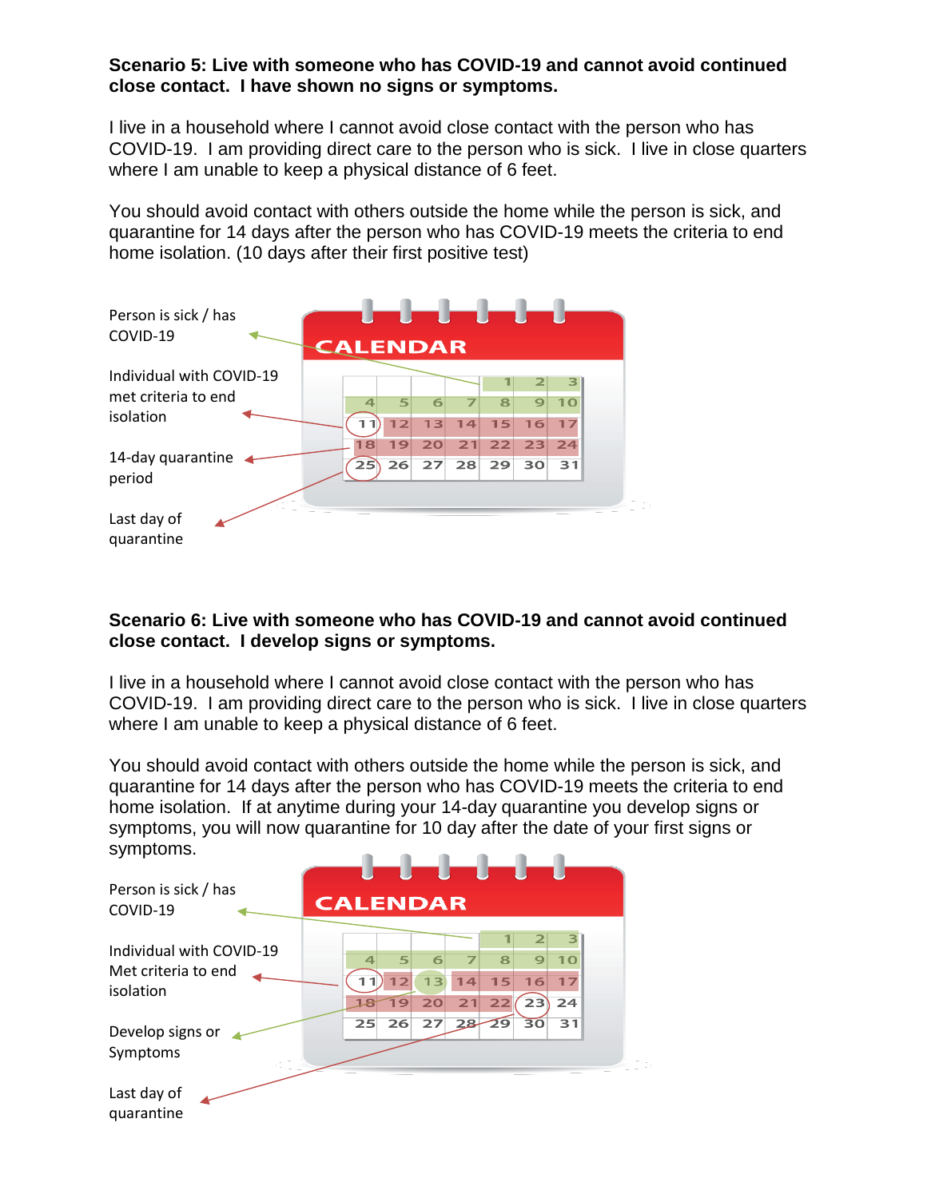**Scenario 5: Live with someone who has COVID-19 and cannot avoid continued close contact. I have shown no signs or symptoms.**

I live in a household where I cannot avoid close contact with the person who has COVID-19. I am providing direct care to the person who is sick. I live in close quarters where I am unable to keep a physical distance of 6 feet.

You should avoid contact with others outside the home while the person is sick, and quarantine for 14 days after the person who has COVID-19 meets the criteria to end home isolation. (10 days after their first positive test)

Person is sick / has COVID-19

Individual with COVID-19 met criteria to end isolation

14-day quarantine period

Last day of quarantine

CALENDAR

1 2 3
4 5 6 7 8 9 10
11 12 13 14 15 16 17
18 19 20 21 22 23 24
25 26 27 28 29 30 31

**Scenario 6: Live with someone who has COVID-19 and cannot avoid continued close contact. I develop signs or symptoms.**

I live in a household where I cannot avoid close contact with the person who has COVID-19. I am providing direct care to the person who is sick. I live in close quarters where I am unable to keep a physical distance of 6 feet.

You should avoid contact with others outside the home while the person is sick, and quarantine for 14 days after the person who has COVID-19 meets the criteria to end home isolation. If at anytime during your 14-day quarantine you develop signs or symptoms, you will now quarantine for 10 day after the date of your first signs or symptoms.

Person is sick / has COVID-19

Individual with COVID-19 Met criteria to end isolation

Develop signs or Symptoms

Last day of quarantine

CALENDAR

1 2 3
4 5 6 7 8 9 10
11 12 13 14 15 16 17
18 19 20 21 22 23 24
25 26 27 28 29 30 31